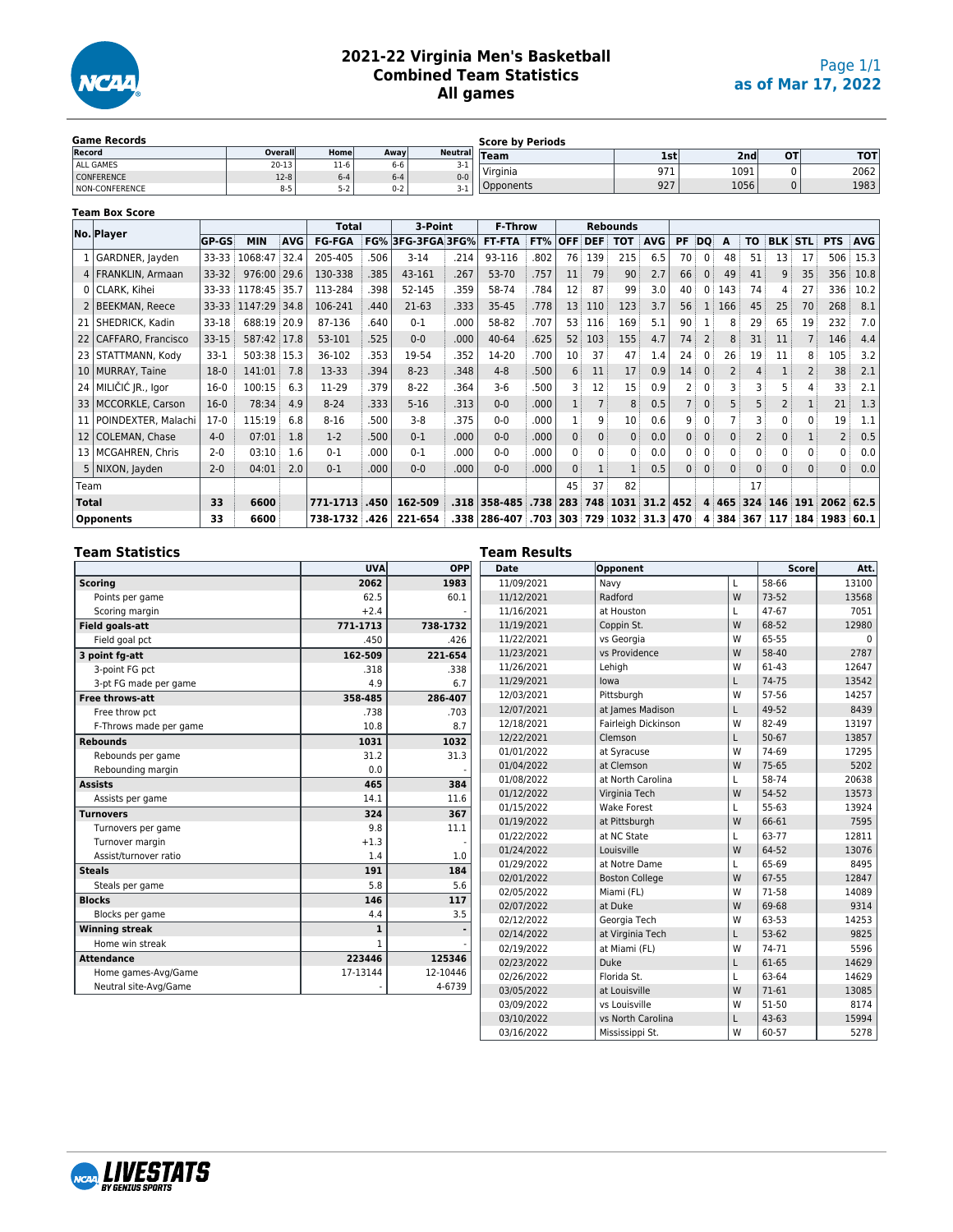# 2021-22 Virginia Men's Basketball
# Combined Team Statistics
# All games

as of Mar 17, 2022

### Game Records

| Record | Overall | Home | Away | Neutral |
|---|---|---|---|---|
| ALL GAMES | 20-13 | 11-6 | 6-6 | 3-1 |
| CONFERENCE | 12-8 | 6-4 | 6-4 | 0-0 |
| NON-CONFERENCE | 8-5 | 5-2 | 0-2 | 3-1 |

### Score by Periods

| Team | 1st | 2nd | OT | TOT |
|---|---|---|---|---|
| Virginia | 971 | 1091 | 0 | 2062 |
| Opponents | 927 | 1056 | 0 | 1983 |

### Team Box Score

| No. | Player | GP-GS | MIN | AVG | Total FG-FGA | FG% | 3-Point 3FG-3FGA | 3FG% | F-Throw FT-FTA | FT% | Rebounds OFF | DEF | TOT | AVG | PF | DQ | A | TO | BLK | STL | PTS | AVG |
|---|---|---|---|---|---|---|---|---|---|---|---|---|---|---|---|---|---|---|---|---|---|---|
| 1 | GARDNER, Jayden | 33-33 | 1068:47 | 32.4 | 205-405 | .506 | 3-14 | .214 | 93-116 | .802 | 76 | 139 | 215 | 6.5 | 70 | 0 | 48 | 51 | 13 | 17 | 506 | 15.3 |
| 4 | FRANKLIN, Armaan | 33-32 | 976:00 | 29.6 | 130-338 | .385 | 43-161 | .267 | 53-70 | .757 | 11 | 79 | 90 | 2.7 | 66 | 0 | 49 | 41 | 9 | 35 | 356 | 10.8 |
| 0 | CLARK, Kihei | 33-33 | 1178:45 | 35.7 | 113-284 | .398 | 52-145 | .359 | 58-74 | .784 | 12 | 87 | 99 | 3.0 | 40 | 0 | 143 | 74 | 4 | 27 | 336 | 10.2 |
| 2 | BEEKMAN, Reece | 33-33 | 1147:29 | 34.8 | 106-241 | .440 | 21-63 | .333 | 35-45 | .778 | 13 | 110 | 123 | 3.7 | 56 | 1 | 166 | 45 | 25 | 70 | 268 | 8.1 |
| 21 | SHEDRICK, Kadin | 33-18 | 688:19 | 20.9 | 87-136 | .640 | 0-1 | .000 | 58-82 | .707 | 53 | 116 | 169 | 5.1 | 90 | 1 | 8 | 29 | 65 | 19 | 232 | 7.0 |
| 22 | CAFFARO, Francisco | 33-15 | 587:42 | 17.8 | 53-101 | .525 | 0-0 | .000 | 40-64 | .625 | 52 | 103 | 155 | 4.7 | 74 | 2 | 8 | 31 | 11 | 7 | 146 | 4.4 |
| 23 | STATTMANN, Kody | 33-1 | 503:38 | 15.3 | 36-102 | .353 | 19-54 | .352 | 14-20 | .700 | 10 | 37 | 47 | 1.4 | 24 | 0 | 26 | 19 | 11 | 8 | 105 | 3.2 |
| 10 | MURRAY, Taine | 18-0 | 141:01 | 7.8 | 13-33 | .394 | 8-23 | .348 | 4-8 | .500 | 6 | 11 | 17 | 0.9 | 14 | 0 | 2 | 4 | 1 | 2 | 38 | 2.1 |
| 24 | MILIČIĆ JR., Igor | 16-0 | 100:15 | 6.3 | 11-29 | .379 | 8-22 | .364 | 3-6 | .500 | 3 | 12 | 15 | 0.9 | 2 | 0 | 3 | 3 | 5 | 4 | 33 | 2.1 |
| 33 | MCCORKLE, Carson | 16-0 | 78:34 | 4.9 | 8-24 | .333 | 5-16 | .313 | 0-0 | .000 | 1 | 7 | 8 | 0.5 | 7 | 0 | 5 | 5 | 2 | 1 | 21 | 1.3 |
| 11 | POINDEXTER, Malachi | 17-0 | 115:19 | 6.8 | 8-16 | .500 | 3-8 | .375 | 0-0 | .000 | 1 | 9 | 10 | 0.6 | 9 | 0 | 7 | 3 | 0 | 0 | 19 | 1.1 |
| 12 | COLEMAN, Chase | 4-0 | 07:01 | 1.8 | 1-2 | .500 | 0-1 | .000 | 0-0 | .000 | 0 | 0 | 0 | 0.0 | 0 | 0 | 0 | 2 | 0 | 1 | 2 | 0.5 |
| 13 | MCGAHREN, Chris | 2-0 | 03:10 | 1.6 | 0-1 | .000 | 0-1 | .000 | 0-0 | .000 | 0 | 0 | 0 | 0.0 | 0 | 0 | 0 | 0 | 0 | 0 | 0 | 0.0 |
| 5 | NIXON, Jayden | 2-0 | 04:01 | 2.0 | 0-1 | .000 | 0-0 | .000 | 0-0 | .000 | 0 | 1 | 1 | 0.5 | 0 | 0 | 0 | 0 | 0 | 0 | 0 | 0.0 |
| | Team | | | | | | | | | | 45 | 37 | 82 | | | | | 17 | | | | |
| | **Total** | **33** | **6600** | | **771-1713** | **.450** | **162-509** | **.318** | **358-485** | **.738** | **283** | **748** | **1031** | **31.2** | **452** | **4** | **465** | **324** | **146** | **191** | **2062** | **62.5** |
| | **Opponents** | **33** | **6600** | | **738-1732** | **.426** | **221-654** | **.338** | **286-407** | **.703** | **303** | **729** | **1032** | **31.3** | **470** | **4** | **384** | **367** | **117** | **184** | **1983** | **60.1** |

### Team Statistics

| | UVA | OPP |
|---|---|---|
| **Scoring** | **2062** | **1983** |
| Points per game | 62.5 | 60.1 |
| Scoring margin | +2.4 | - |
| **Field goals-att** | **771-1713** | **738-1732** |
| Field goal pct | .450 | .426 |
| **3 point fg-att** | **162-509** | **221-654** |
| 3-point FG pct | .318 | .338 |
| 3-pt FG made per game | 4.9 | 6.7 |
| **Free throws-att** | **358-485** | **286-407** |
| Free throw pct | .738 | .703 |
| F-Throws made per game | 10.8 | 8.7 |
| **Rebounds** | **1031** | **1032** |
| Rebounds per game | 31.2 | 31.3 |
| Rebounding margin | 0.0 | - |
| **Assists** | **465** | **384** |
| Assists per game | 14.1 | 11.6 |
| **Turnovers** | **324** | **367** |
| Turnovers per game | 9.8 | 11.1 |
| Turnover margin | +1.3 | - |
| Assist/turnover ratio | 1.4 | 1.0 |
| **Steals** | **191** | **184** |
| Steals per game | 5.8 | 5.6 |
| **Blocks** | **146** | **117** |
| Blocks per game | 4.4 | 3.5 |
| **Winning streak** | **1** | **-** |
| Home win streak | 1 | - |
| **Attendance** | **223446** | **125346** |
| Home games-Avg/Game | 17-13144 | 12-10446 |
| Neutral site-Avg/Game | - | 4-6739 |

### Team Results

| Date | Opponent | | Score | Att. |
|---|---|---|---|---|
| 11/09/2021 | Navy | L | 58-66 | 13100 |
| 11/12/2021 | Radford | W | 73-52 | 13568 |
| 11/16/2021 | at Houston | L | 47-67 | 7051 |
| 11/19/2021 | Coppin St. | W | 68-52 | 12980 |
| 11/22/2021 | vs Georgia | W | 65-55 | 0 |
| 11/23/2021 | vs Providence | W | 58-40 | 2787 |
| 11/26/2021 | Lehigh | W | 61-43 | 12647 |
| 11/29/2021 | Iowa | L | 74-75 | 13542 |
| 12/03/2021 | Pittsburgh | W | 57-56 | 14257 |
| 12/07/2021 | at James Madison | L | 49-52 | 8439 |
| 12/18/2021 | Fairleigh Dickinson | W | 82-49 | 13197 |
| 12/22/2021 | Clemson | L | 50-67 | 13857 |
| 01/01/2022 | at Syracuse | W | 74-69 | 17295 |
| 01/04/2022 | at Clemson | W | 75-65 | 5202 |
| 01/08/2022 | at North Carolina | L | 58-74 | 20638 |
| 01/12/2022 | Virginia Tech | W | 54-52 | 13573 |
| 01/15/2022 | Wake Forest | L | 55-63 | 13924 |
| 01/19/2022 | at Pittsburgh | W | 66-61 | 7595 |
| 01/22/2022 | at NC State | L | 63-77 | 12811 |
| 01/24/2022 | Louisville | W | 64-52 | 13076 |
| 01/29/2022 | at Notre Dame | L | 65-69 | 8495 |
| 02/01/2022 | Boston College | W | 67-55 | 12847 |
| 02/05/2022 | Miami (FL) | W | 71-58 | 14089 |
| 02/07/2022 | at Duke | W | 69-68 | 9314 |
| 02/12/2022 | Georgia Tech | W | 63-53 | 14253 |
| 02/14/2022 | at Virginia Tech | L | 53-62 | 9825 |
| 02/19/2022 | at Miami (FL) | W | 74-71 | 5596 |
| 02/23/2022 | Duke | L | 61-65 | 14629 |
| 02/26/2022 | Florida St. | L | 63-64 | 14629 |
| 03/05/2022 | at Louisville | W | 71-61 | 13085 |
| 03/09/2022 | vs Louisville | W | 51-50 | 8174 |
| 03/10/2022 | vs North Carolina | L | 43-63 | 15994 |
| 03/16/2022 | Mississippi St. | W | 60-57 | 5278 |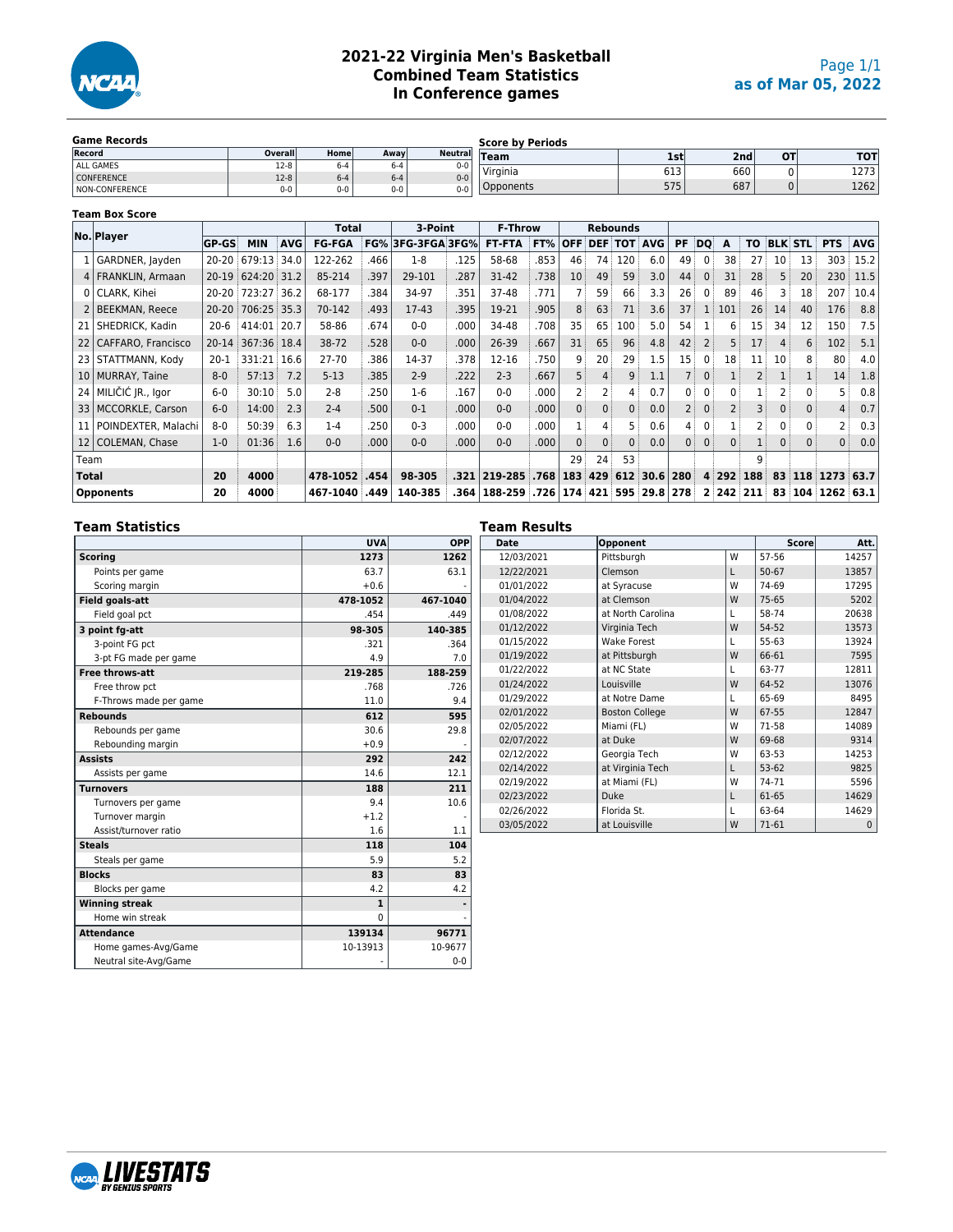# 2021-22 Virginia Men's Basketball
## Combined Team Statistics
## In Conference games

as of Mar 05, 2022

### Game Records

| Record | Overall | Home | Away | Neutral |
|---|---|---|---|---|
| ALL GAMES | 12-8 | 6-4 | 6-4 | 0-0 |
| CONFERENCE | 12-8 | 6-4 | 6-4 | 0-0 |
| NON-CONFERENCE | 0-0 | 0-0 | 0-0 | 0-0 |

### Score by Periods

| Team | 1st | 2nd | OT | TOT |
|---|---|---|---|---|
| Virginia | 613 | 660 | 0 | 1273 |
| Opponents | 575 | 687 | 0 | 1262 |

### Team Box Score

| No. | Player | GP-GS | MIN | AVG | Total FG-FGA | FG% | 3-Point 3FG-3FGA | 3FG% | F-Throw FT-FTA | FT% | Rebounds OFF | DEF | TOT | AVG | PF | DQ | A | TO | BLK | STL | PTS | AVG |
|---|---|---|---|---|---|---|---|---|---|---|---|---|---|---|---|---|---|---|---|---|---|---|
| 1 | GARDNER, Jayden | 20-20 | 679:13 | 34.0 | 122-262 | .466 | 1-8 | .125 | 58-68 | .853 | 46 | 74 | 120 | 6.0 | 49 | 0 | 38 | 27 | 10 | 13 | 303 | 15.2 |
| 4 | FRANKLIN, Armaan | 20-19 | 624:20 | 31.2 | 85-214 | .397 | 29-101 | .287 | 31-42 | .738 | 10 | 49 | 59 | 3.0 | 44 | 0 | 31 | 28 | 5 | 20 | 230 | 11.5 |
| 0 | CLARK, Kihei | 20-20 | 723:27 | 36.2 | 68-177 | .384 | 34-97 | .351 | 37-48 | .771 | 7 | 59 | 66 | 3.3 | 26 | 0 | 89 | 46 | 3 | 18 | 207 | 10.4 |
| 2 | BEEKMAN, Reece | 20-20 | 706:25 | 35.3 | 70-142 | .493 | 17-43 | .395 | 19-21 | .905 | 8 | 63 | 71 | 3.6 | 37 | 1 | 101 | 26 | 14 | 40 | 176 | 8.8 |
| 21 | SHEDRICK, Kadin | 20-6 | 414:01 | 20.7 | 58-86 | .674 | 0-0 | .000 | 34-48 | .708 | 35 | 65 | 100 | 5.0 | 54 | 1 | 6 | 15 | 34 | 12 | 150 | 7.5 |
| 22 | CAFFARO, Francisco | 20-14 | 367:36 | 18.4 | 38-72 | .528 | 0-0 | .000 | 26-39 | .667 | 31 | 65 | 96 | 4.8 | 42 | 2 | 5 | 17 | 4 | 6 | 102 | 5.1 |
| 23 | STATTMANN, Kody | 20-1 | 331:21 | 16.6 | 27-70 | .386 | 14-37 | .378 | 12-16 | .750 | 9 | 20 | 29 | 1.5 | 15 | 0 | 18 | 11 | 10 | 8 | 80 | 4.0 |
| 10 | MURRAY, Taine | 8-0 | 57:13 | 7.2 | 5-13 | .385 | 2-9 | .222 | 2-3 | .667 | 5 | 4 | 9 | 1.1 | 7 | 0 | 1 | 2 | 1 | 1 | 14 | 1.8 |
| 24 | MILIČIĆ JR., Igor | 6-0 | 30:10 | 5.0 | 2-8 | .250 | 1-6 | .167 | 0-0 | .000 | 2 | 2 | 4 | 0.7 | 0 | 0 | 0 | 1 | 2 | 0 | 5 | 0.8 |
| 33 | MCCORKLE, Carson | 6-0 | 14:00 | 2.3 | 2-4 | .500 | 0-1 | .000 | 0-0 | .000 | 0 | 0 | 0 | 0.0 | 2 | 0 | 2 | 3 | 0 | 0 | 4 | 0.7 |
| 11 | POINDEXTER, Malachi | 8-0 | 50:39 | 6.3 | 1-4 | .250 | 0-3 | .000 | 0-0 | .000 | 1 | 4 | 5 | 0.6 | 4 | 0 | 1 | 2 | 0 | 0 | 2 | 0.3 |
| 12 | COLEMAN, Chase | 1-0 | 01:36 | 1.6 | 0-0 | .000 | 0-0 | .000 | 0-0 | .000 | 0 | 0 | 0 | 0.0 | 0 | 0 | 0 | 1 | 0 | 0 | 0 | 0.0 |
| | Team | | | | | | | | | | 29 | 24 | 53 | | | | | 9 | | | | |
| | **Total** | **20** | **4000** | | **478-1052** | **.454** | **98-305** | **.321** | **219-285** | **.768** | **183** | **429** | **612** | **30.6** | **280** | **4** | **292** | **188** | **83** | **118** | **1273** | **63.7** |
| | **Opponents** | **20** | **4000** | | **467-1040** | **.449** | **140-385** | **.364** | **188-259** | **.726** | **174** | **421** | **595** | **29.8** | **278** | **2** | **242** | **211** | **83** | **104** | **1262** | **63.1** |

### Team Statistics

| | UVA | OPP |
|---|---|---|
| **Scoring** | **1273** | **1262** |
| Points per game | 63.7 | 63.1 |
| Scoring margin | +0.6 | - |
| **Field goals-att** | **478-1052** | **467-1040** |
| Field goal pct | .454 | .449 |
| **3 point fg-att** | **98-305** | **140-385** |
| 3-point FG pct | .321 | .364 |
| 3-pt FG made per game | 4.9 | 7.0 |
| **Free throws-att** | **219-285** | **188-259** |
| Free throw pct | .768 | .726 |
| F-Throws made per game | 11.0 | 9.4 |
| **Rebounds** | **612** | **595** |
| Rebounds per game | 30.6 | 29.8 |
| Rebounding margin | +0.9 | - |
| **Assists** | **292** | **242** |
| Assists per game | 14.6 | 12.1 |
| **Turnovers** | **188** | **211** |
| Turnovers per game | 9.4 | 10.6 |
| Turnover margin | +1.2 | - |
| Assist/turnover ratio | 1.6 | 1.1 |
| **Steals** | **118** | **104** |
| Steals per game | 5.9 | 5.2 |
| **Blocks** | **83** | **83** |
| Blocks per game | 4.2 | 4.2 |
| **Winning streak** | **1** | **-** |
| Home win streak | 0 | - |
| **Attendance** | **139134** | **96771** |
| Home games-Avg/Game | 10-13913 | 10-9677 |
| Neutral site-Avg/Game | - | 0-0 |

### Team Results

| Date | Opponent | | Score | Att. |
|---|---|---|---|---|
| 12/03/2021 | Pittsburgh | W | 57-56 | 14257 |
| 12/22/2021 | Clemson | L | 50-67 | 13857 |
| 01/01/2022 | at Syracuse | W | 74-69 | 17295 |
| 01/04/2022 | at Clemson | W | 75-65 | 5202 |
| 01/08/2022 | at North Carolina | L | 58-74 | 20638 |
| 01/12/2022 | Virginia Tech | W | 54-52 | 13573 |
| 01/15/2022 | Wake Forest | L | 55-63 | 13924 |
| 01/19/2022 | at Pittsburgh | W | 66-61 | 7595 |
| 01/22/2022 | at NC State | L | 63-77 | 12811 |
| 01/24/2022 | Louisville | W | 64-52 | 13076 |
| 01/29/2022 | at Notre Dame | L | 65-69 | 8495 |
| 02/01/2022 | Boston College | W | 67-55 | 12847 |
| 02/05/2022 | Miami (FL) | W | 71-58 | 14089 |
| 02/07/2022 | at Duke | W | 69-68 | 9314 |
| 02/12/2022 | Georgia Tech | W | 63-53 | 14253 |
| 02/14/2022 | at Virginia Tech | L | 53-62 | 9825 |
| 02/19/2022 | at Miami (FL) | W | 74-71 | 5596 |
| 02/23/2022 | Duke | L | 61-65 | 14629 |
| 02/26/2022 | Florida St. | L | 63-64 | 14629 |
| 03/05/2022 | at Louisville | W | 71-61 | 0 |